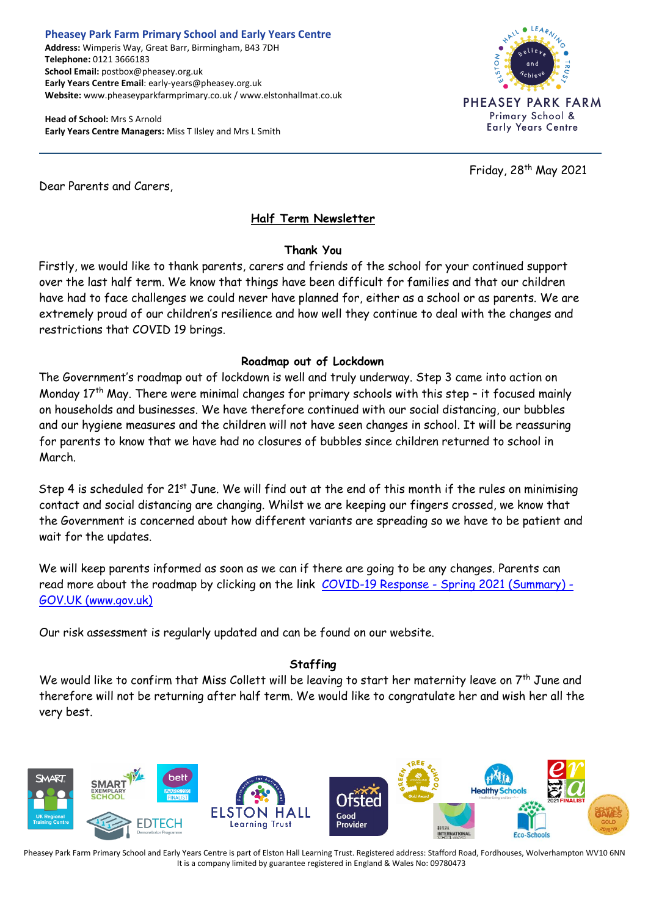**Pheasey Park Farm Primary School and Early Years Centre**
**Address:** Wimperis Way, Great Barr, Birmingham, B43 7DH
**Telephone:** 0121 3666183
**School Email:** postbox@pheasey.org.uk
**Early Years Centre Email**: early-years@pheasey.org.uk
**Website:** www.pheaseyparkfarmprimary.co.uk / www.elstonhallmat.co.uk

**Head of School:** Mrs S Arnold
**Early Years Centre Managers:** Miss T Ilsley and Mrs L Smith

Friday, 28th May 2021

Dear Parents and Carers,

## Half Term Newsletter

### Thank You

Firstly, we would like to thank parents, carers and friends of the school for your continued support over the last half term. We know that things have been difficult for families and that our children have had to face challenges we could never have planned for, either as a school or as parents. We are extremely proud of our children's resilience and how well they continue to deal with the changes and restrictions that COVID 19 brings.

### Roadmap out of Lockdown

The Government's roadmap out of lockdown is well and truly underway. Step 3 came into action on Monday 17th May. There were minimal changes for primary schools with this step – it focused mainly on households and businesses. We have therefore continued with our social distancing, our bubbles and our hygiene measures and the children will not have seen changes in school. It will be reassuring for parents to know that we have had no closures of bubbles since children returned to school in March.

Step 4 is scheduled for 21st June. We will find out at the end of this month if the rules on minimising contact and social distancing are changing. Whilst we are keeping our fingers crossed, we know that the Government is concerned about how different variants are spreading so we have to be patient and wait for the updates.

We will keep parents informed as soon as we can if there are going to be any changes. Parents can read more about the roadmap by clicking on the link [COVID-19 Response - Spring 2021 (Summary) - GOV.UK (www.gov.uk)]

Our risk assessment is regularly updated and can be found on our website.

### Staffing

We would like to confirm that Miss Collett will be leaving to start her maternity leave on 7th June and therefore will not be returning after half term. We would like to congratulate her and wish her all the very best.

Pheasey Park Farm Primary School and Early Years Centre is part of Elston Hall Learning Trust. Registered address: Stafford Road, Fordhouses, Wolverhampton WV10 6NN
It is a company limited by guarantee registered in England & Wales No: 09780473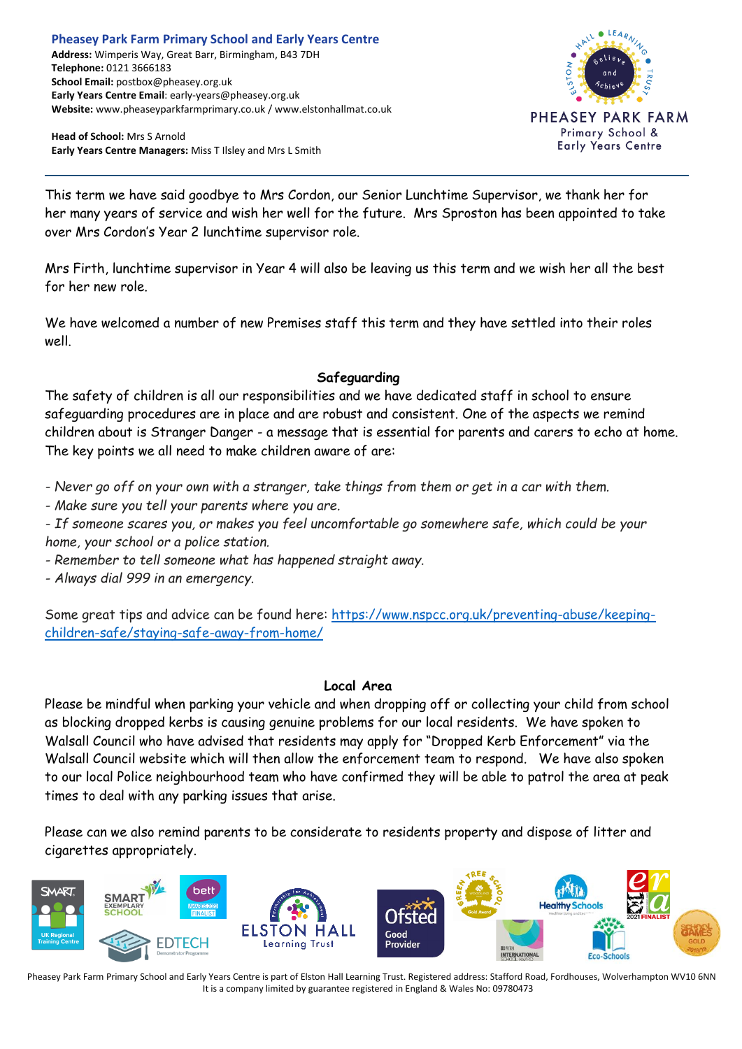**Pheasey Park Farm Primary School and Early Years Centre**
**Address:** Wimperis Way, Great Barr, Birmingham, B43 7DH
**Telephone:** 0121 3666183
**School Email:** postbox@pheasey.org.uk
**Early Years Centre Email**: early-years@pheasey.org.uk
**Website:** www.pheaseyparkfarmprimary.co.uk / www.elstonhallmat.co.uk

**Head of School:** Mrs S Arnold
**Early Years Centre Managers:** Miss T Ilsley and Mrs L Smith

This term we have said goodbye to Mrs Cordon, our Senior Lunchtime Supervisor, we thank her for her many years of service and wish her well for the future. Mrs Sproston has been appointed to take over Mrs Cordon's Year 2 lunchtime supervisor role.

Mrs Firth, lunchtime supervisor in Year 4 will also be leaving us this term and we wish her all the best for her new role.

We have welcomed a number of new Premises staff this term and they have settled into their roles well.

## Safeguarding

The safety of children is all our responsibilities and we have dedicated staff in school to ensure safeguarding procedures are in place and are robust and consistent. One of the aspects we remind children about is Stranger Danger - a message that is essential for parents and carers to echo at home. The key points we all need to make children aware of are:

- *Never go off on your own with a stranger, take things from them or get in a car with them.*
- *Make sure you tell your parents where you are.*
- *If someone scares you, or makes you feel uncomfortable go somewhere safe, which could be your home, your school or a police station.*
- *Remember to tell someone what has happened straight away.*
- *Always dial 999 in an emergency.*

Some great tips and advice can be found here: [https://www.nspcc.org.uk/preventing-abuse/keeping-children-safe/staying-safe-away-from-home/](https://www.nspcc.org.uk/preventing-abuse/keeping-children-safe/staying-safe-away-from-home/)

## Local Area

Please be mindful when parking your vehicle and when dropping off or collecting your child from school as blocking dropped kerbs is causing genuine problems for our local residents. We have spoken to Walsall Council who have advised that residents may apply for "Dropped Kerb Enforcement" via the Walsall Council website which will then allow the enforcement team to respond. We have also spoken to our local Police neighbourhood team who have confirmed they will be able to patrol the area at peak times to deal with any parking issues that arise.

Please can we also remind parents to be considerate to residents property and dispose of litter and cigarettes appropriately.

Pheasey Park Farm Primary School and Early Years Centre is part of Elston Hall Learning Trust. Registered address: Stafford Road, Fordhouses, Wolverhampton WV10 6NN
It is a company limited by guarantee registered in England & Wales No: 09780473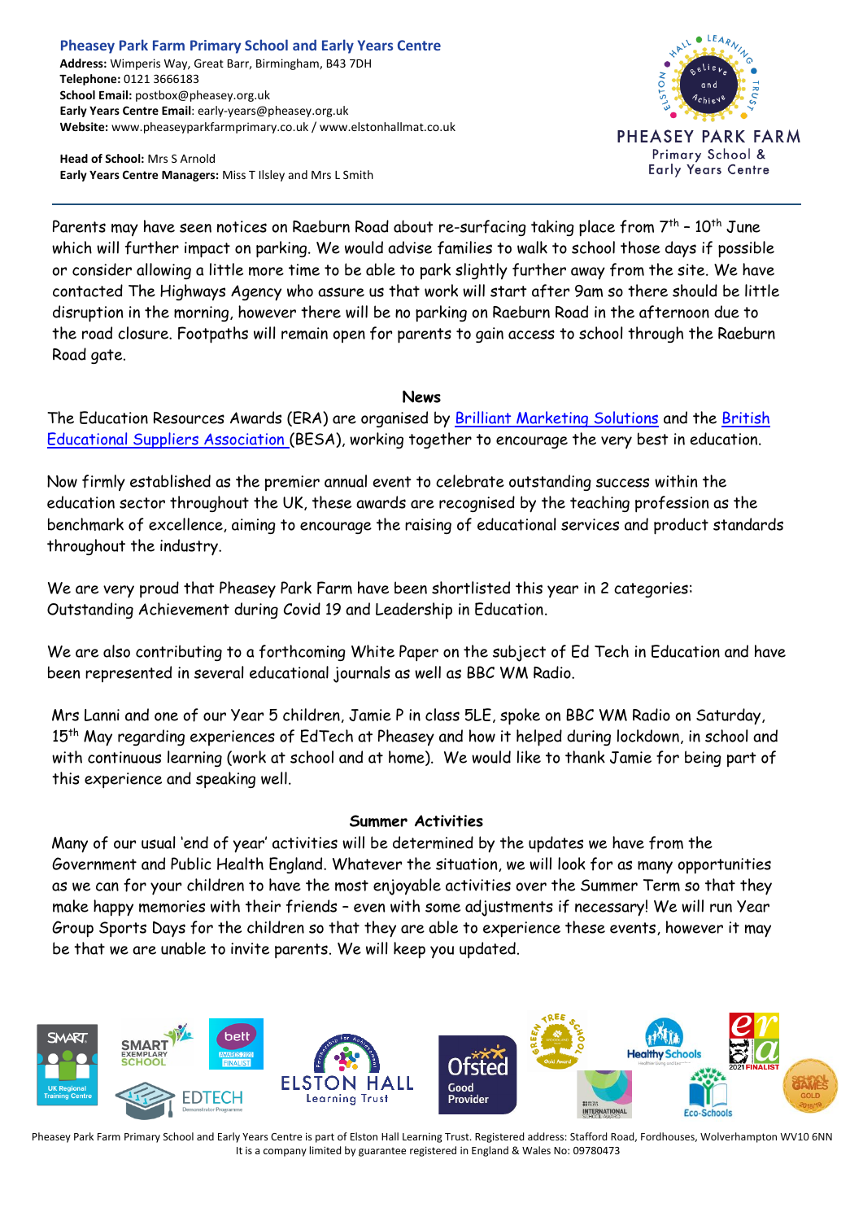**Pheasey Park Farm Primary School and Early Years Centre**
**Address:** Wimperis Way, Great Barr, Birmingham, B43 7DH
**Telephone:** 0121 3666183
**School Email:** postbox@pheasey.org.uk
**Early Years Centre Email**: early-years@pheasey.org.uk
**Website:** www.pheaseyparkfarmprimary.co.uk / www.elstonhallmat.co.uk

**Head of School:** Mrs S Arnold
**Early Years Centre Managers:** Miss T Ilsley and Mrs L Smith

Parents may have seen notices on Raeburn Road about re-surfacing taking place from 7th – 10th June which will further impact on parking. We would advise families to walk to school those days if possible or consider allowing a little more time to be able to park slightly further away from the site. We have contacted The Highways Agency who assure us that work will start after 9am so there should be little disruption in the morning, however there will be no parking on Raeburn Road in the afternoon due to the road closure. Footpaths will remain open for parents to gain access to school through the Raeburn Road gate.

## News

The Education Resources Awards (ERA) are organised by Brilliant Marketing Solutions and the British Educational Suppliers Association (BESA), working together to encourage the very best in education.

Now firmly established as the premier annual event to celebrate outstanding success within the education sector throughout the UK, these awards are recognised by the teaching profession as the benchmark of excellence, aiming to encourage the raising of educational services and product standards throughout the industry.

We are very proud that Pheasey Park Farm have been shortlisted this year in 2 categories: Outstanding Achievement during Covid 19 and Leadership in Education.

We are also contributing to a forthcoming White Paper on the subject of Ed Tech in Education and have been represented in several educational journals as well as BBC WM Radio.

Mrs Lanni and one of our Year 5 children, Jamie P in class 5LE, spoke on BBC WM Radio on Saturday, 15th May regarding experiences of EdTech at Pheasey and how it helped during lockdown, in school and with continuous learning (work at school and at home). We would like to thank Jamie for being part of this experience and speaking well.

## Summer Activities

Many of our usual 'end of year' activities will be determined by the updates we have from the Government and Public Health England. Whatever the situation, we will look for as many opportunities as we can for your children to have the most enjoyable activities over the Summer Term so that they make happy memories with their friends – even with some adjustments if necessary! We will run Year Group Sports Days for the children so that they are able to experience these events, however it may be that we are unable to invite parents. We will keep you updated.

Pheasey Park Farm Primary School and Early Years Centre is part of Elston Hall Learning Trust. Registered address: Stafford Road, Fordhouses, Wolverhampton WV10 6NN
It is a company limited by guarantee registered in England & Wales No: 09780473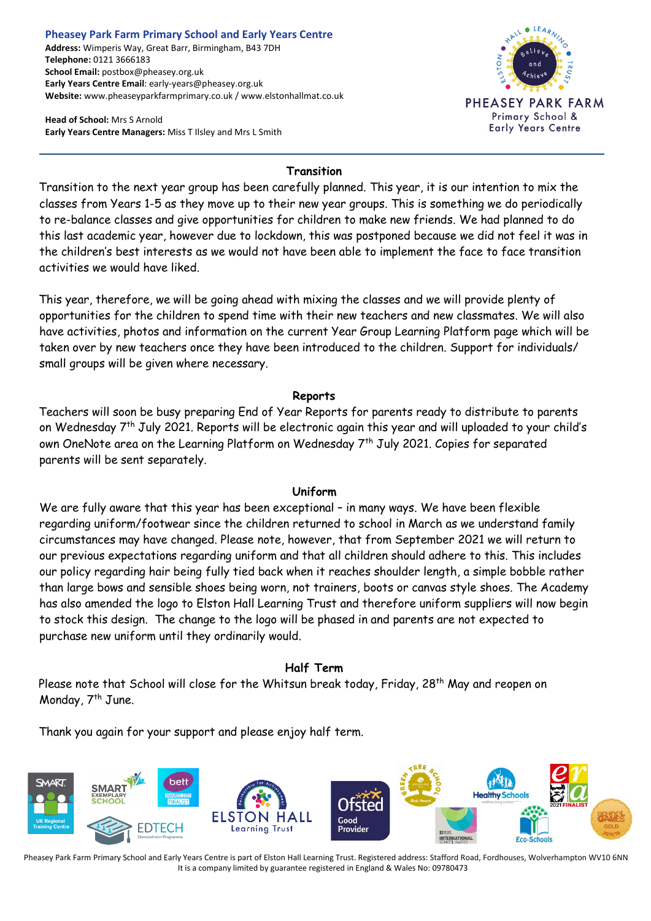**Pheasey Park Farm Primary School and Early Years Centre**
**Address:** Wimperis Way, Great Barr, Birmingham, B43 7DH
**Telephone:** 0121 3666183
**School Email:** postbox@pheasey.org.uk
**Early Years Centre Email**: early-years@pheasey.org.uk
**Website:** www.pheaseyparkfarmprimary.co.uk / www.elstonhallmat.co.uk

**Head of School:** Mrs S Arnold
**Early Years Centre Managers:** Miss T Ilsley and Mrs L Smith

## Transition

Transition to the next year group has been carefully planned. This year, it is our intention to mix the classes from Years 1-5 as they move up to their new year groups. This is something we do periodically to re-balance classes and give opportunities for children to make new friends. We had planned to do this last academic year, however due to lockdown, this was postponed because we did not feel it was in the children's best interests as we would not have been able to implement the face to face transition activities we would have liked.

This year, therefore, we will be going ahead with mixing the classes and we will provide plenty of opportunities for the children to spend time with their new teachers and new classmates. We will also have activities, photos and information on the current Year Group Learning Platform page which will be taken over by new teachers once they have been introduced to the children. Support for individuals/ small groups will be given where necessary.

## Reports

Teachers will soon be busy preparing End of Year Reports for parents ready to distribute to parents on Wednesday 7th July 2021. Reports will be electronic again this year and will uploaded to your child's own OneNote area on the Learning Platform on Wednesday 7th July 2021. Copies for separated parents will be sent separately.

## Uniform

We are fully aware that this year has been exceptional – in many ways. We have been flexible regarding uniform/footwear since the children returned to school in March as we understand family circumstances may have changed. Please note, however, that from September 2021 we will return to our previous expectations regarding uniform and that all children should adhere to this. This includes our policy regarding hair being fully tied back when it reaches shoulder length, a simple bobble rather than large bows and sensible shoes being worn, not trainers, boots or canvas style shoes. The Academy has also amended the logo to Elston Hall Learning Trust and therefore uniform suppliers will now begin to stock this design. The change to the logo will be phased in and parents are not expected to purchase new uniform until they ordinarily would.

## Half Term

Please note that School will close for the Whitsun break today, Friday, 28th May and reopen on Monday, 7th June.

Thank you again for your support and please enjoy half term.

Pheasey Park Farm Primary School and Early Years Centre is part of Elston Hall Learning Trust. Registered address: Stafford Road, Fordhouses, Wolverhampton WV10 6NN
It is a company limited by guarantee registered in England & Wales No: 09780473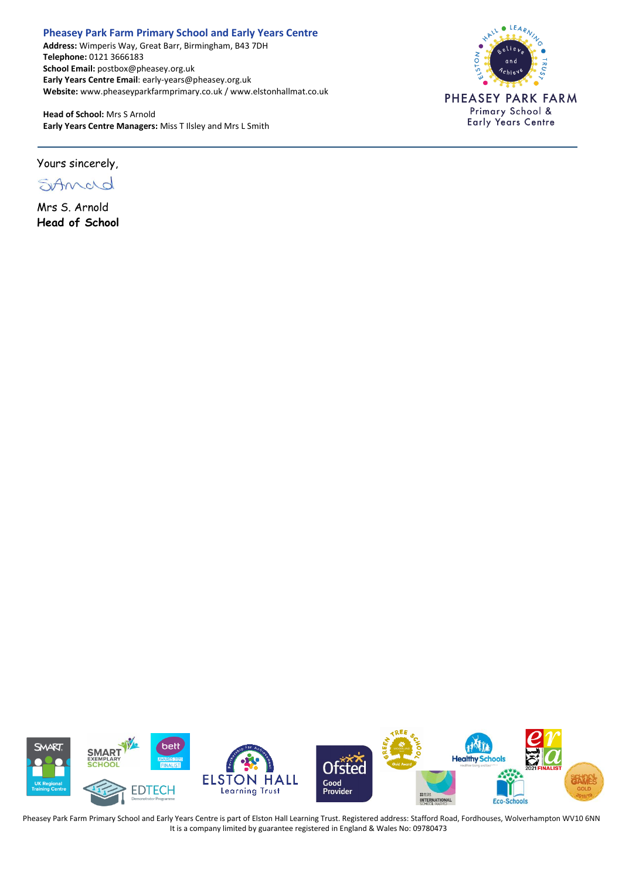Yours sincerely,

Mrs S. Arnold
**Head of School**